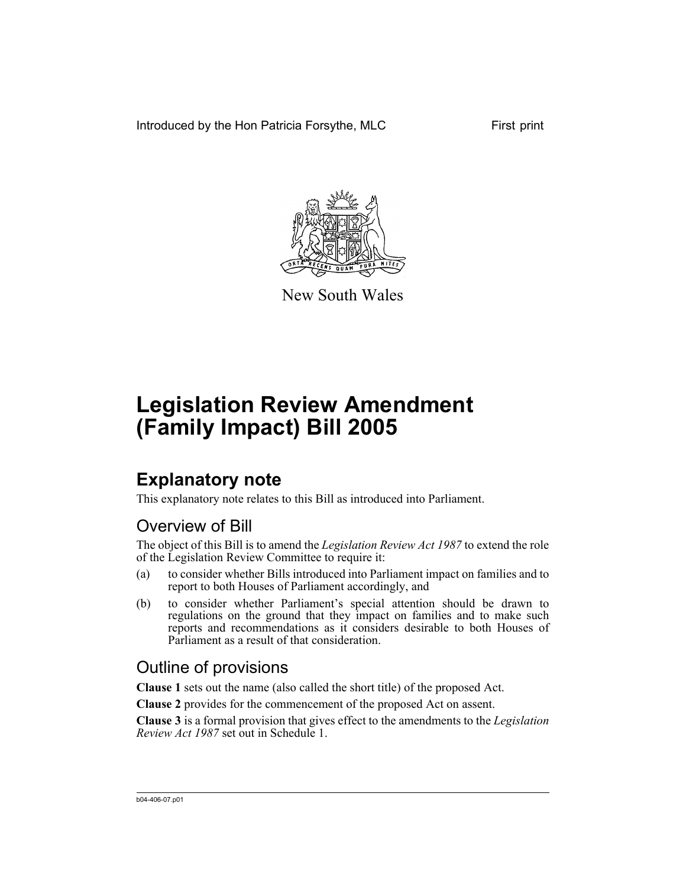Introduced by the Hon Patricia Forsythe, MLC First print

New South Wales

# Legislation Review Amendment (Family Impact) Bill 2005

## Explanatory note

This explanatory note relates to this Bill as introduced into Parliament.

### Overview of Bill

The object of this Bill is to amend the *Legislation Review Act 1987* to extend the role of the Legislation Review Committee to require it:

(a) to consider whether Bills introduced into Parliament impact on families and to report to both Houses of Parliament accordingly, and

(b) to consider whether Parliament's special attention should be drawn to regulations on the ground that they impact on families and to make such reports and recommendations as it considers desirable to both Houses of Parliament as a result of that consideration.

### Outline of provisions

**Clause 1** sets out the name (also called the short title) of the proposed Act.

**Clause 2** provides for the commencement of the proposed Act on assent.

**Clause 3** is a formal provision that gives effect to the amendments to the *Legislation Review Act 1987* set out in Schedule 1.

b04-406-07.p01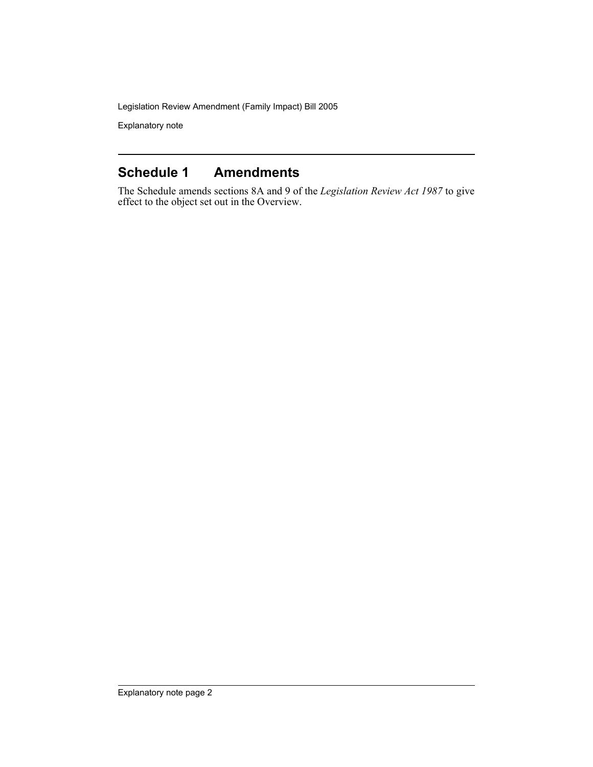## Schedule 1 Amendments

The Schedule amends sections 8A and 9 of the *Legislation Review Act 1987* to give effect to the object set out in the Overview.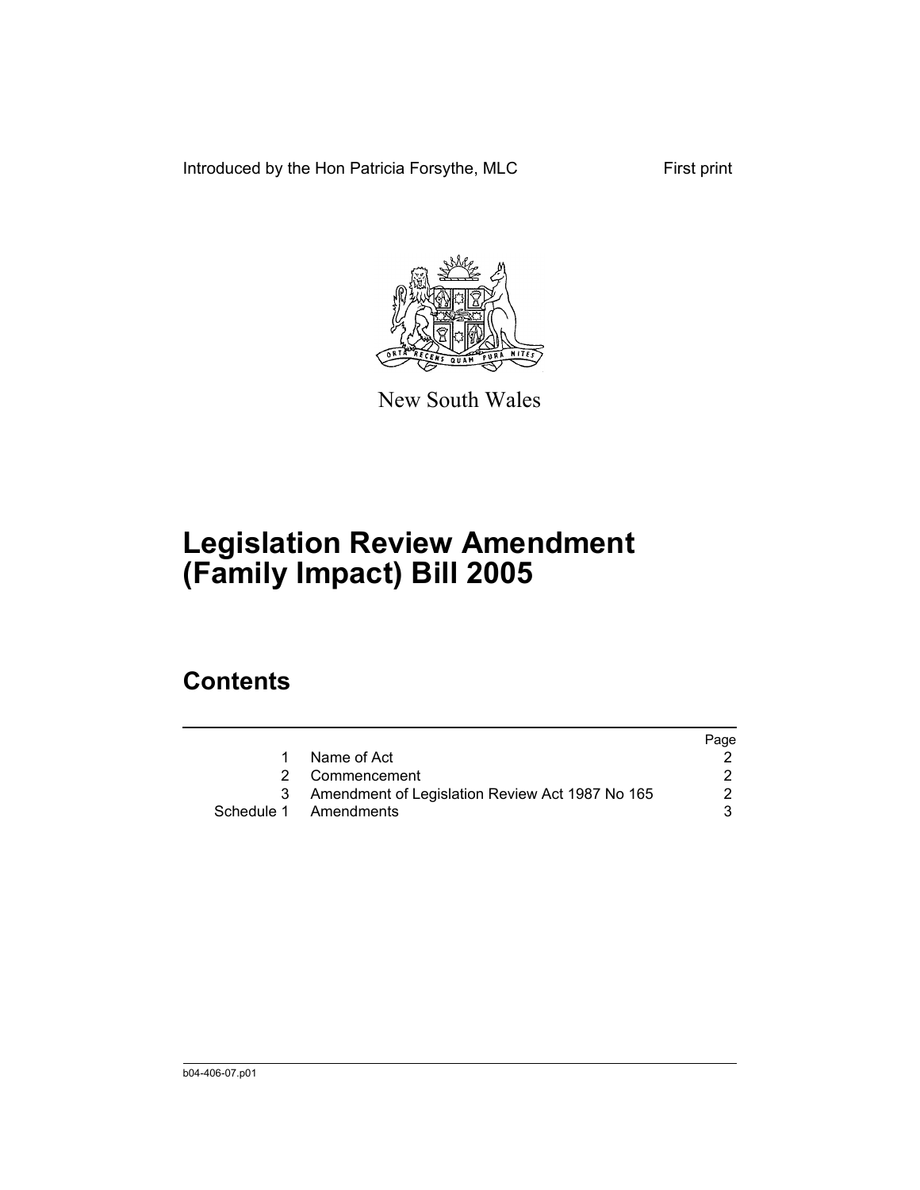Introduced by the Hon Patricia Forsythe, MLC First print

New South Wales

# Legislation Review Amendment (Family Impact) Bill 2005

## Contents

| | | Page |
|---|---|---|
| 1 | Name of Act | 2 |
| 2 | Commencement | 2 |
| 3 | Amendment of Legislation Review Act 1987 No 165 | 2 |
| Schedule 1 | Amendments | 3 |

b04-406-07.p01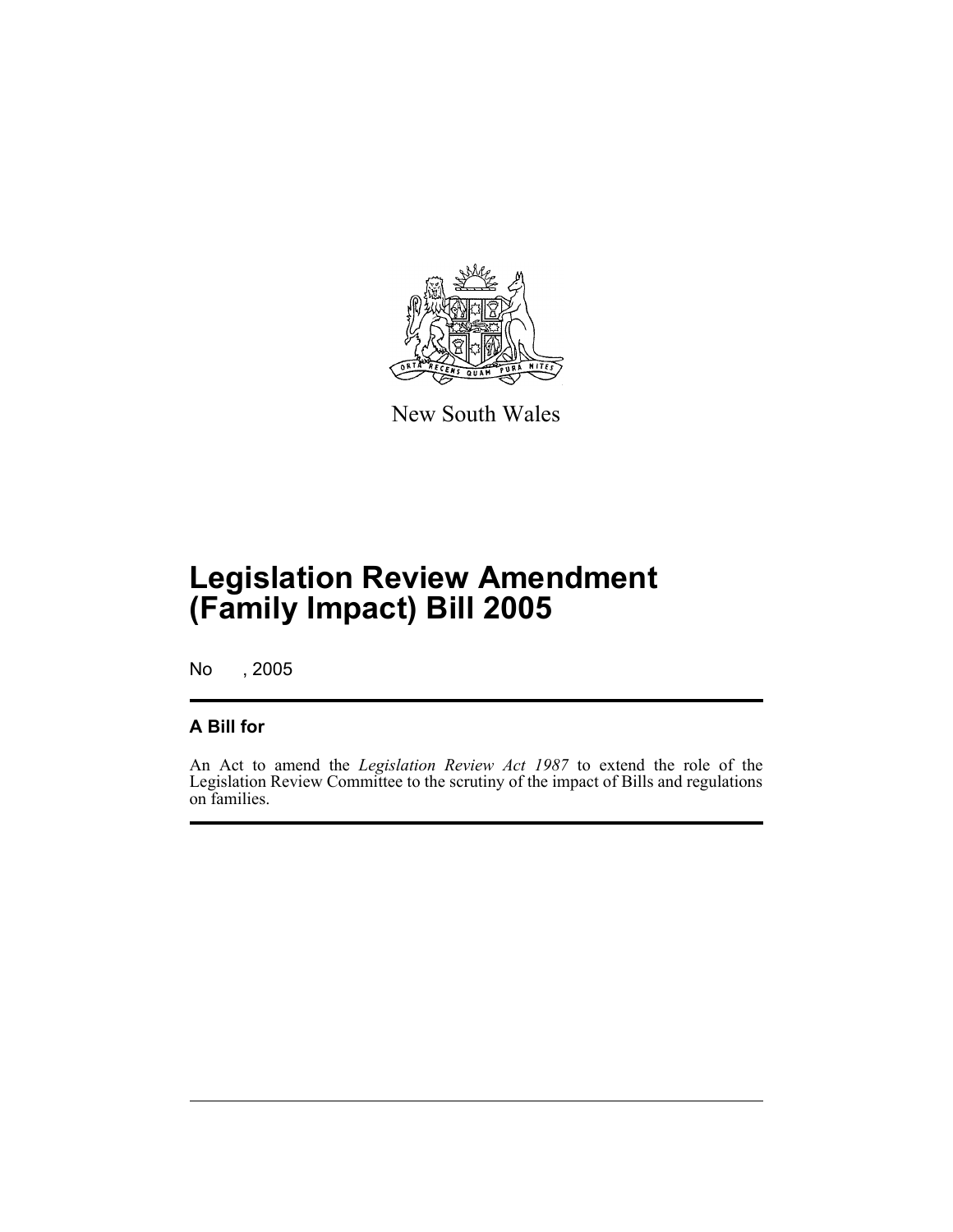New South Wales

# Legislation Review Amendment (Family Impact) Bill 2005

No , 2005

## A Bill for

An Act to amend the *Legislation Review Act 1987* to extend the role of the Legislation Review Committee to the scrutiny of the impact of Bills and regulations on families.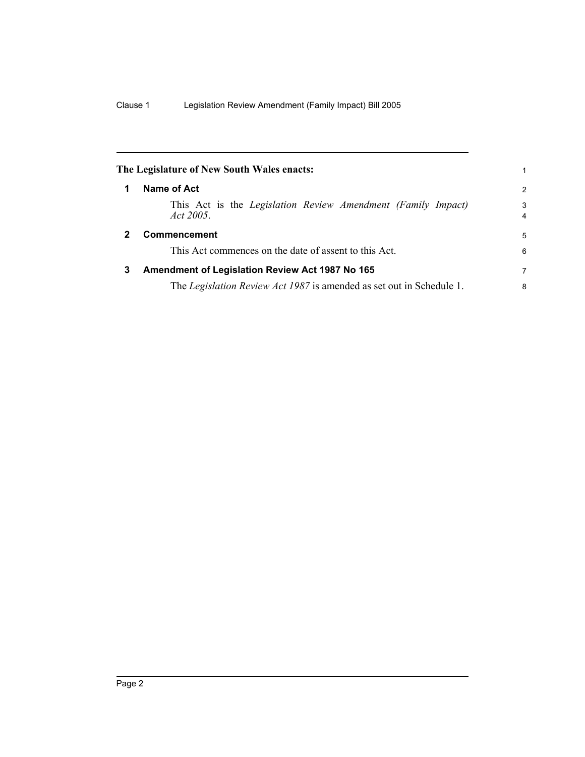**The Legislature of New South Wales enacts:**

## 1 Name of Act

This Act is the *Legislation Review Amendment (Family Impact) Act 2005*.

## 2 Commencement

This Act commences on the date of assent to this Act.

## 3 Amendment of Legislation Review Act 1987 No 165

The *Legislation Review Act 1987* is amended as set out in Schedule 1.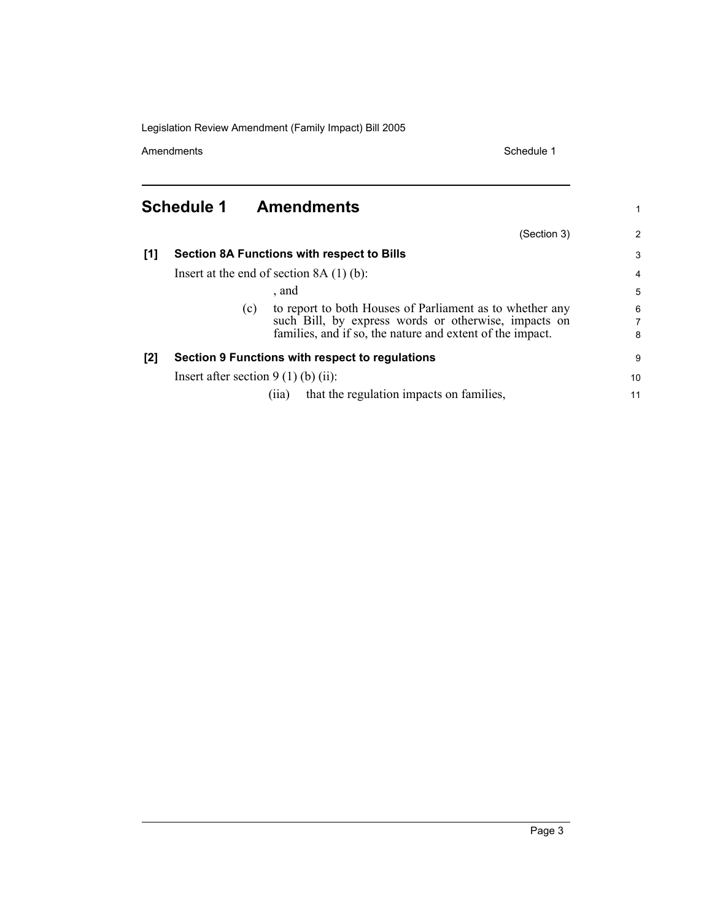# Schedule 1 Amendments

(Section 3)

**[1] Section 8A Functions with respect to Bills**

Insert at the end of section 8A (1) (b):

, and

(c) to report to both Houses of Parliament as to whether any such Bill, by express words or otherwise, impacts on families, and if so, the nature and extent of the impact.

**[2] Section 9 Functions with respect to regulations**

Insert after section 9 (1) (b) (ii):

(iia) that the regulation impacts on families,